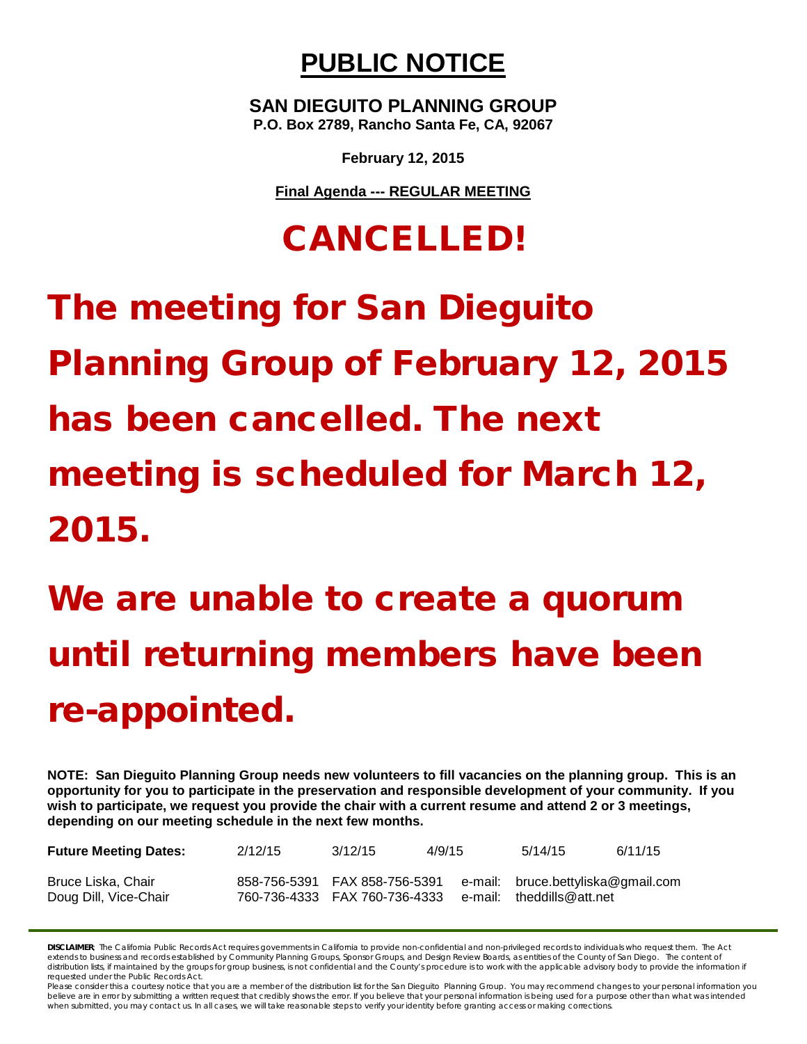# PUBLIC NOTICE

**SAN DIEGUITO PLANNING GROUP**
**P.O. Box 2789, Rancho Santa Fe, CA, 92067**

**February 12, 2015**

**Final Agenda --- REGULAR MEETING**

# CANCELLED!

## The meeting for San Dieguito Planning Group of February 12, 2015 has been cancelled. The next meeting is scheduled for March 12, 2015.

## We are unable to create a quorum until returning members have been re-appointed.

**NOTE: San Dieguito Planning Group needs new volunteers to fill vacancies on the planning group. This is an opportunity for you to participate in the preservation and responsible development of your community. If you wish to participate, we request you provide the chair with a current resume and attend 2 or 3 meetings, depending on our meeting schedule in the next few months.**

| **Future Meeting Dates:** | 2/12/15 | 3/12/15 | 4/9/15 | 5/14/15 | 6/11/15 |
|---|---|---|---|---|---|

| | | | |
|---|---|---|---|
| Bruce Liska, Chair | 858-756-5391 | FAX 858-756-5391 | e-mail: bruce.bettyliska@gmail.com |
| Doug Dill, Vice-Chair | 760-736-4333 | FAX 760-736-4333 | e-mail: theddills@att.net |

---

**DISCLAIMER**; The California Public Records Act requires governments in California to provide non-confidential and non-privileged records to individuals who request them. The Act extends to business and records established by Community Planning Groups, Sponsor Groups, and Design Review Boards, as entities of the County of San Diego. The content of distribution lists, if maintained by the groups for group business, is not confidential and the County's procedure is to work with the applicable advisory body to provide the information if requested under the Public Records Act.

Please consider this a courtesy notice that you are a member of the distribution list for the San Dieguito Planning Group. You may recommend changes to your personal information you believe are in error by submitting a written request that credibly shows the error. If you believe that your personal information is being used for a purpose other than what was intended when submitted, you may contact us. In all cases, we will take reasonable steps to verify your identity before granting access or making corrections.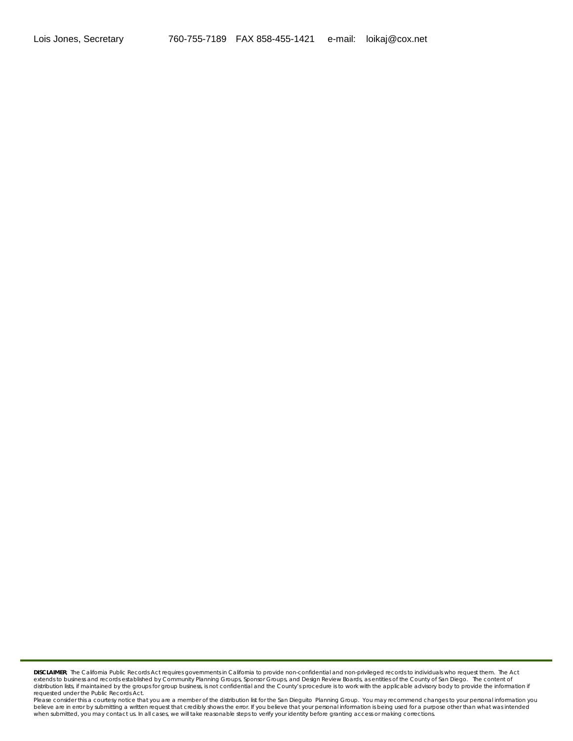Lois Jones, Secretary 760-755-7189 FAX 858-455-1421 e-mail: loikaj@cox.net

---

**DISCLAIMER**; The California Public Records Act requires governments in California to provide non-confidential and non-privileged records to individuals who request them. The Act extends to business and records established by Community Planning Groups, Sponsor Groups, and Design Review Boards, as entities of the County of San Diego. The content of distribution lists, if maintained by the groups for group business, is not confidential and the County's procedure is to work with the applicable advisory body to provide the information if requested under the Public Records Act.

Please consider this a courtesy notice that you are a member of the distribution list for the San Dieguito Planning Group. You may recommend changes to your personal information you believe are in error by submitting a written request that credibly shows the error. If you believe that your personal information is being used for a purpose other than what was intended when submitted, you may contact us. In all cases, we will take reasonable steps to verify your identity before granting access or making corrections.